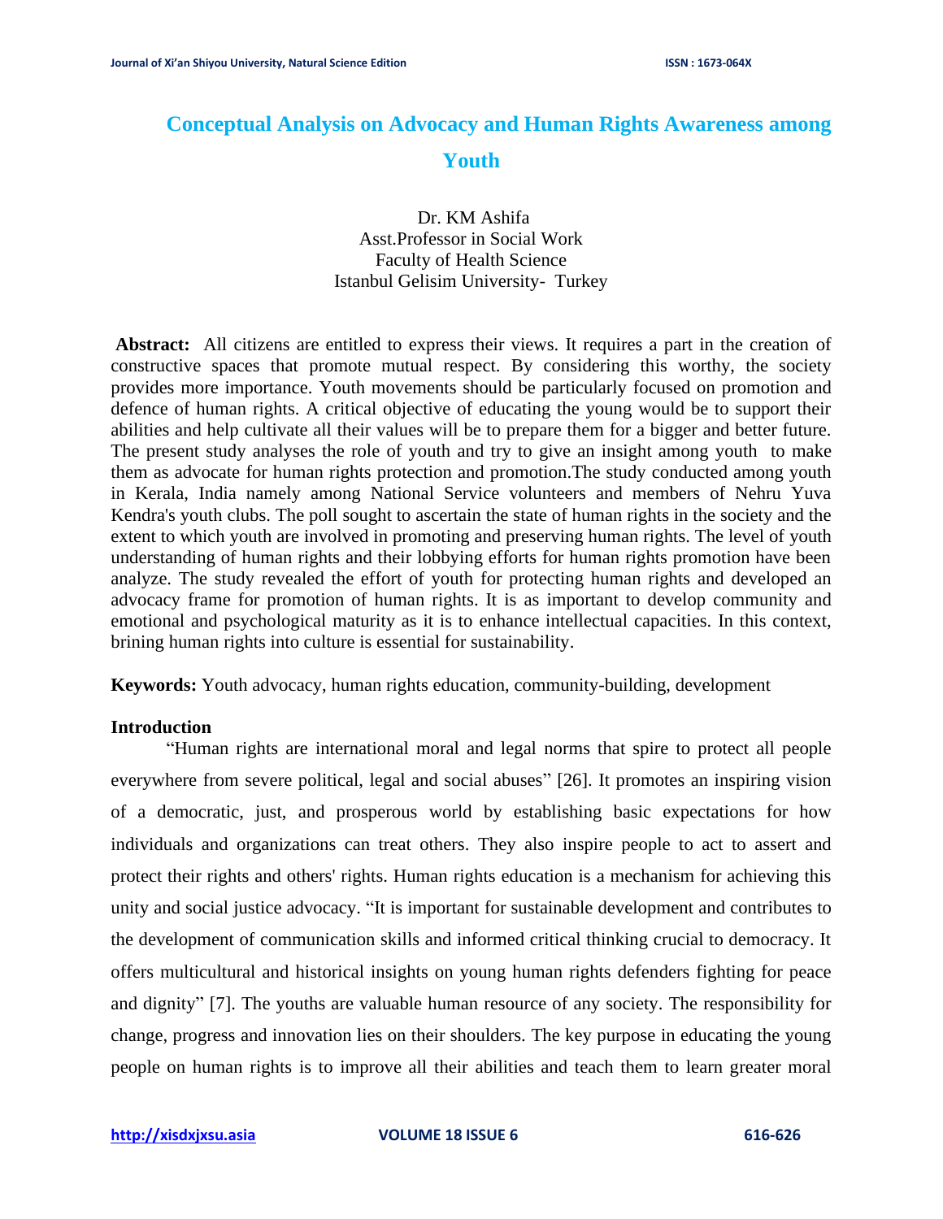# Conceptual Analysis on Advocacy and Human Rights Awareness among Youth

Dr. KM Ashifa
Asst.Professor in Social Work
Faculty of Health Science
Istanbul Gelisim University- Turkey

**Abstract:** All citizens are entitled to express their views. It requires a part in the creation of constructive spaces that promote mutual respect. By considering this worthy, the society provides more importance. Youth movements should be particularly focused on promotion and defence of human rights. A critical objective of educating the young would be to support their abilities and help cultivate all their values will be to prepare them for a bigger and better future. The present study analyses the role of youth and try to give an insight among youth to make them as advocate for human rights protection and promotion.The study conducted among youth in Kerala, India namely among National Service volunteers and members of Nehru Yuva Kendra's youth clubs. The poll sought to ascertain the state of human rights in the society and the extent to which youth are involved in promoting and preserving human rights. The level of youth understanding of human rights and their lobbying efforts for human rights promotion have been analyze. The study revealed the effort of youth for protecting human rights and developed an advocacy frame for promotion of human rights. It is as important to develop community and emotional and psychological maturity as it is to enhance intellectual capacities. In this context, brining human rights into culture is essential for sustainability.

**Keywords:** Youth advocacy, human rights education, community-building, development

## Introduction

"Human rights are international moral and legal norms that spire to protect all people everywhere from severe political, legal and social abuses" [26]. It promotes an inspiring vision of a democratic, just, and prosperous world by establishing basic expectations for how individuals and organizations can treat others. They also inspire people to act to assert and protect their rights and others' rights. Human rights education is a mechanism for achieving this unity and social justice advocacy. "It is important for sustainable development and contributes to the development of communication skills and informed critical thinking crucial to democracy. It offers multicultural and historical insights on young human rights defenders fighting for peace and dignity" [7]. The youths are valuable human resource of any society. The responsibility for change, progress and innovation lies on their shoulders. The key purpose in educating the young people on human rights is to improve all their abilities and teach them to learn greater moral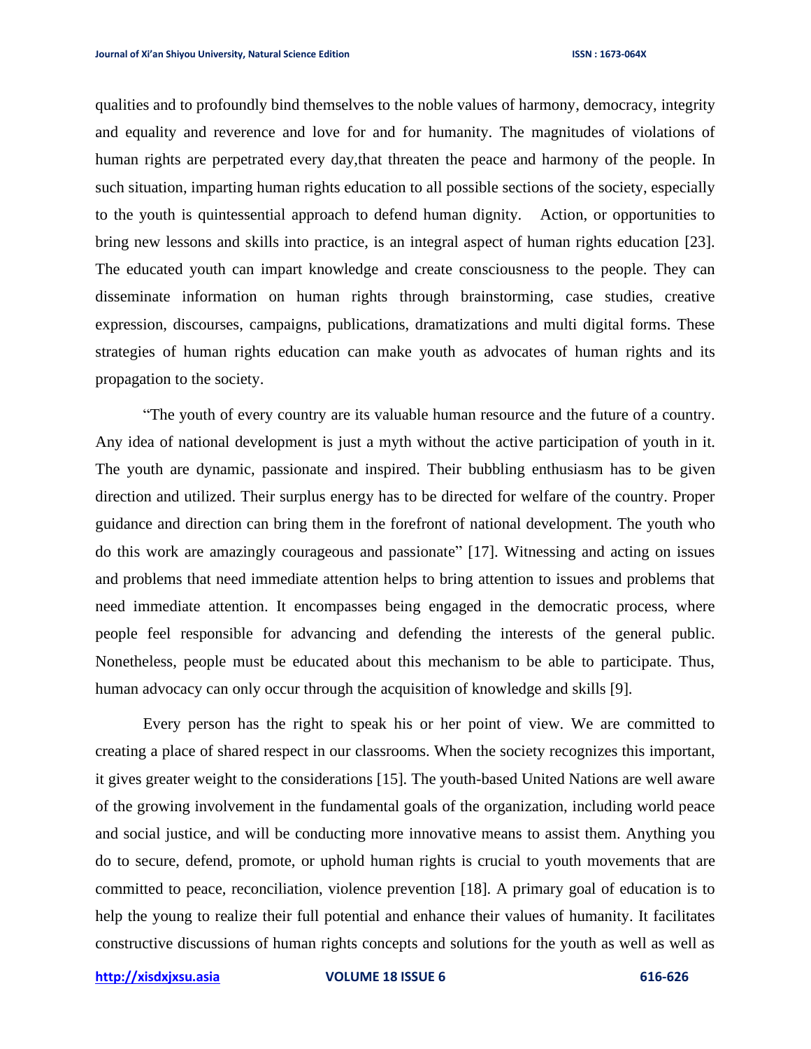qualities and to profoundly bind themselves to the noble values of harmony, democracy, integrity and equality and reverence and love for and for humanity. The magnitudes of violations of human rights are perpetrated every day,that threaten the peace and harmony of the people. In such situation, imparting human rights education to all possible sections of the society, especially to the youth is quintessential approach to defend human dignity. Action, or opportunities to bring new lessons and skills into practice, is an integral aspect of human rights education [23]. The educated youth can impart knowledge and create consciousness to the people. They can disseminate information on human rights through brainstorming, case studies, creative expression, discourses, campaigns, publications, dramatizations and multi digital forms. These strategies of human rights education can make youth as advocates of human rights and its propagation to the society.

"The youth of every country are its valuable human resource and the future of a country. Any idea of national development is just a myth without the active participation of youth in it. The youth are dynamic, passionate and inspired. Their bubbling enthusiasm has to be given direction and utilized. Their surplus energy has to be directed for welfare of the country. Proper guidance and direction can bring them in the forefront of national development. The youth who do this work are amazingly courageous and passionate" [17]. Witnessing and acting on issues and problems that need immediate attention helps to bring attention to issues and problems that need immediate attention. It encompasses being engaged in the democratic process, where people feel responsible for advancing and defending the interests of the general public. Nonetheless, people must be educated about this mechanism to be able to participate. Thus, human advocacy can only occur through the acquisition of knowledge and skills [9].

Every person has the right to speak his or her point of view. We are committed to creating a place of shared respect in our classrooms. When the society recognizes this important, it gives greater weight to the considerations [15]. The youth-based United Nations are well aware of the growing involvement in the fundamental goals of the organization, including world peace and social justice, and will be conducting more innovative means to assist them. Anything you do to secure, defend, promote, or uphold human rights is crucial to youth movements that are committed to peace, reconciliation, violence prevention [18]. A primary goal of education is to help the young to realize their full potential and enhance their values of humanity. It facilitates constructive discussions of human rights concepts and solutions for the youth as well as well as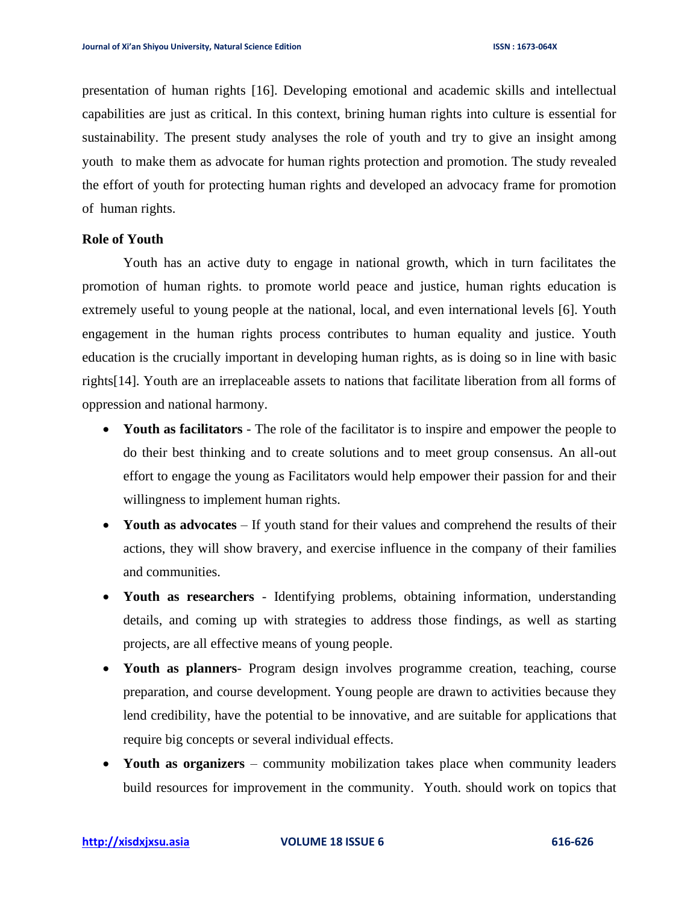presentation of human rights [16]. Developing emotional and academic skills and intellectual capabilities are just as critical. In this context, brining human rights into culture is essential for sustainability. The present study analyses the role of youth and try to give an insight among youth to make them as advocate for human rights protection and promotion. The study revealed the effort of youth for protecting human rights and developed an advocacy frame for promotion of human rights.

**Role of Youth**

Youth has an active duty to engage in national growth, which in turn facilitates the promotion of human rights. to promote world peace and justice, human rights education is extremely useful to young people at the national, local, and even international levels [6]. Youth engagement in the human rights process contributes to human equality and justice. Youth education is the crucially important in developing human rights, as is doing so in line with basic rights[14]. Youth are an irreplaceable assets to nations that facilitate liberation from all forms of oppression and national harmony.

- **Youth as facilitators** - The role of the facilitator is to inspire and empower the people to do their best thinking and to create solutions and to meet group consensus. An all-out effort to engage the young as Facilitators would help empower their passion for and their willingness to implement human rights.
- **Youth as advocates** – If youth stand for their values and comprehend the results of their actions, they will show bravery, and exercise influence in the company of their families and communities.
- **Youth as researchers** - Identifying problems, obtaining information, understanding details, and coming up with strategies to address those findings, as well as starting projects, are all effective means of young people.
- **Youth as planners**- Program design involves programme creation, teaching, course preparation, and course development. Young people are drawn to activities because they lend credibility, have the potential to be innovative, and are suitable for applications that require big concepts or several individual effects.
- **Youth as organizers** – community mobilization takes place when community leaders build resources for improvement in the community. Youth. should work on topics that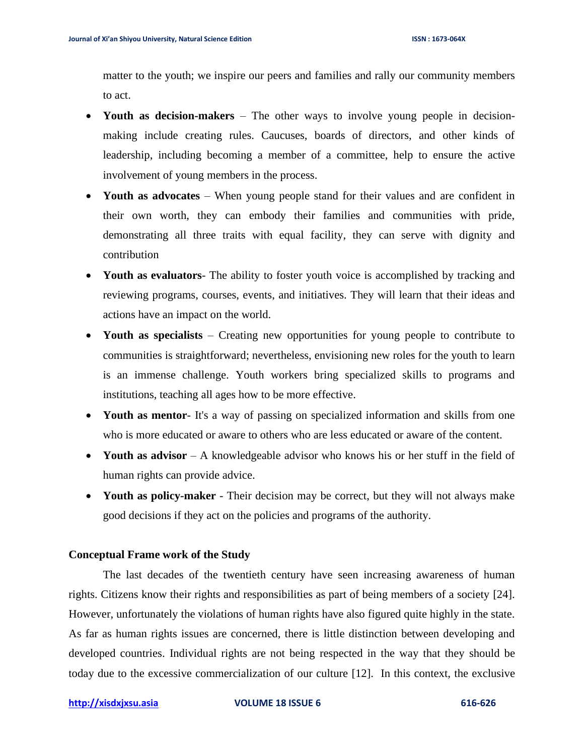matter to the youth; we inspire our peers and families and rally our community members to act.

- **Youth as decision-makers** – The other ways to involve young people in decision-making include creating rules. Caucuses, boards of directors, and other kinds of leadership, including becoming a member of a committee, help to ensure the active involvement of young members in the process.
- **Youth as advocates** – When young people stand for their values and are confident in their own worth, they can embody their families and communities with pride, demonstrating all three traits with equal facility, they can serve with dignity and contribution
- **Youth as evaluators**- The ability to foster youth voice is accomplished by tracking and reviewing programs, courses, events, and initiatives. They will learn that their ideas and actions have an impact on the world.
- **Youth as specialists** – Creating new opportunities for young people to contribute to communities is straightforward; nevertheless, envisioning new roles for the youth to learn is an immense challenge. Youth workers bring specialized skills to programs and institutions, teaching all ages how to be more effective.
- **Youth as mentor**- It's a way of passing on specialized information and skills from one who is more educated or aware to others who are less educated or aware of the content.
- **Youth as advisor** – A knowledgeable advisor who knows his or her stuff in the field of human rights can provide advice.
- **Youth as policy-maker** - Their decision may be correct, but they will not always make good decisions if they act on the policies and programs of the authority.

**Conceptual Frame work of the Study**

The last decades of the twentieth century have seen increasing awareness of human rights. Citizens know their rights and responsibilities as part of being members of a society [24]. However, unfortunately the violations of human rights have also figured quite highly in the state. As far as human rights issues are concerned, there is little distinction between developing and developed countries. Individual rights are not being respected in the way that they should be today due to the excessive commercialization of our culture [12]. In this context, the exclusive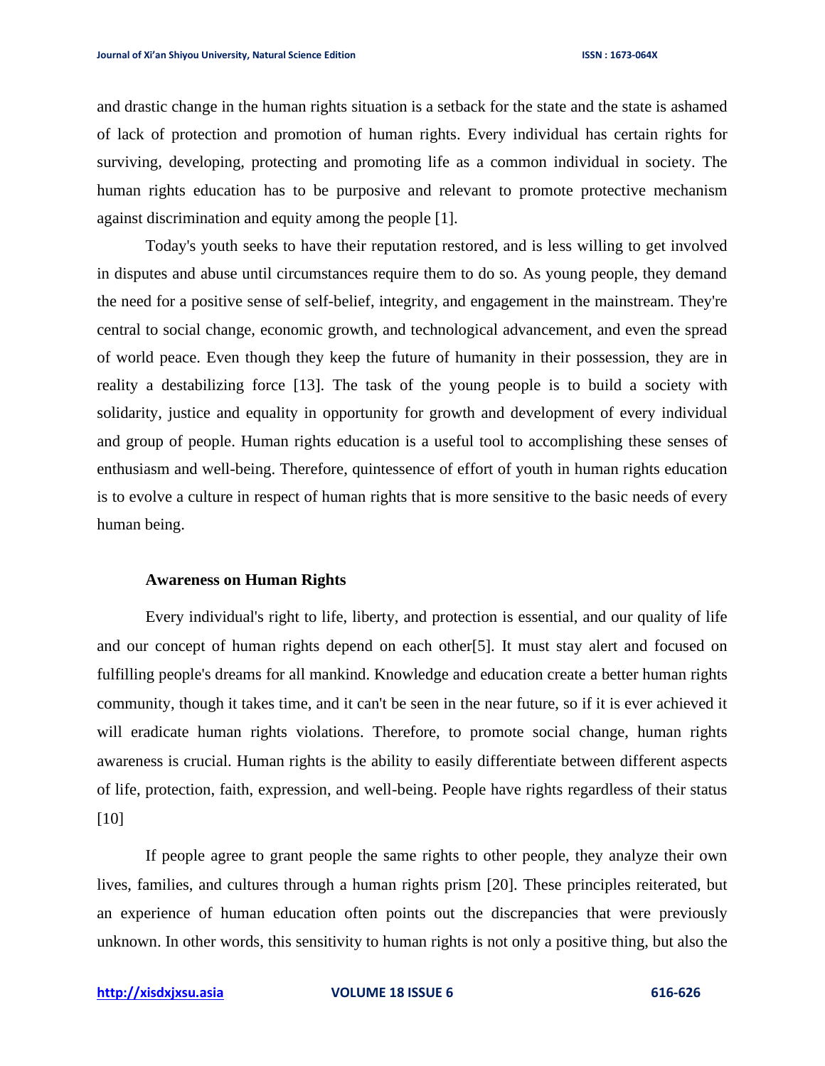and drastic change in the human rights situation is a setback for the state and the state is ashamed of lack of protection and promotion of human rights. Every individual has certain rights for surviving, developing, protecting and promoting life as a common individual in society. The human rights education has to be purposive and relevant to promote protective mechanism against discrimination and equity among the people [1].

Today's youth seeks to have their reputation restored, and is less willing to get involved in disputes and abuse until circumstances require them to do so. As young people, they demand the need for a positive sense of self-belief, integrity, and engagement in the mainstream. They're central to social change, economic growth, and technological advancement, and even the spread of world peace. Even though they keep the future of humanity in their possession, they are in reality a destabilizing force [13]. The task of the young people is to build a society with solidarity, justice and equality in opportunity for growth and development of every individual and group of people. Human rights education is a useful tool to accomplishing these senses of enthusiasm and well-being. Therefore, quintessence of effort of youth in human rights education is to evolve a culture in respect of human rights that is more sensitive to the basic needs of every human being.

**Awareness on Human Rights**

Every individual's right to life, liberty, and protection is essential, and our quality of life and our concept of human rights depend on each other[5]. It must stay alert and focused on fulfilling people's dreams for all mankind. Knowledge and education create a better human rights community, though it takes time, and it can't be seen in the near future, so if it is ever achieved it will eradicate human rights violations. Therefore, to promote social change, human rights awareness is crucial. Human rights is the ability to easily differentiate between different aspects of life, protection, faith, expression, and well-being. People have rights regardless of their status [10]

If people agree to grant people the same rights to other people, they analyze their own lives, families, and cultures through a human rights prism [20]. These principles reiterated, but an experience of human education often points out the discrepancies that were previously unknown. In other words, this sensitivity to human rights is not only a positive thing, but also the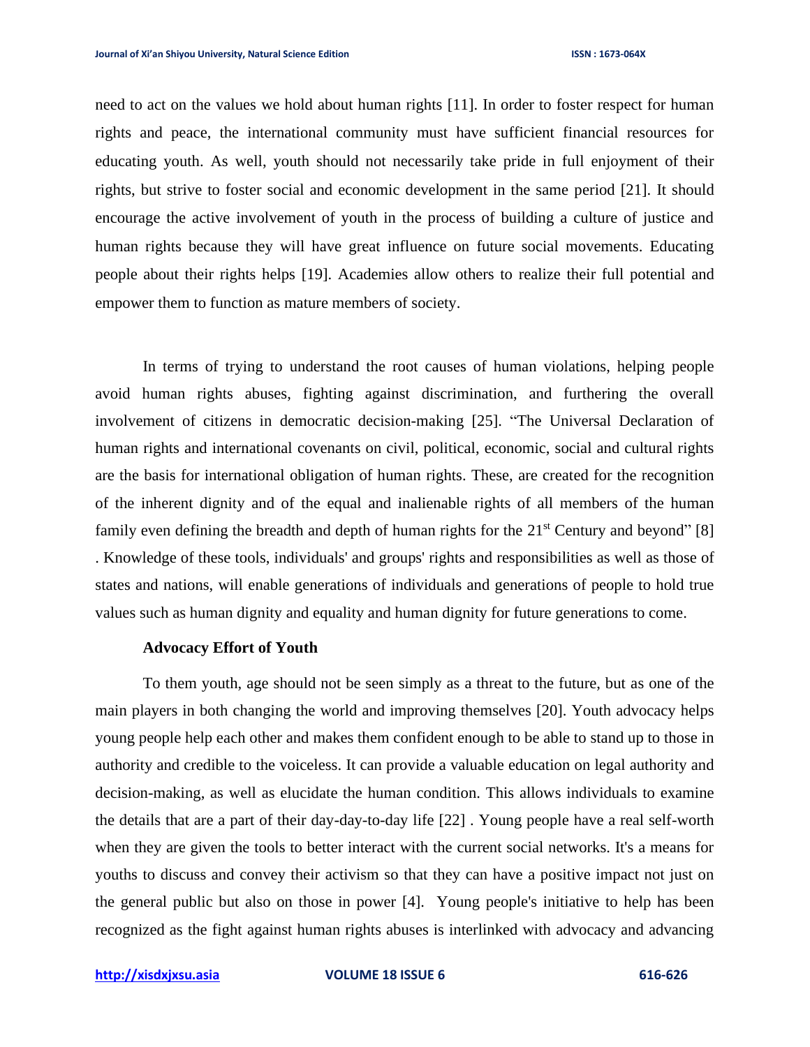need to act on the values we hold about human rights [11]. In order to foster respect for human rights and peace, the international community must have sufficient financial resources for educating youth. As well, youth should not necessarily take pride in full enjoyment of their rights, but strive to foster social and economic development in the same period [21]. It should encourage the active involvement of youth in the process of building a culture of justice and human rights because they will have great influence on future social movements. Educating people about their rights helps [19]. Academies allow others to realize their full potential and empower them to function as mature members of society.

In terms of trying to understand the root causes of human violations, helping people avoid human rights abuses, fighting against discrimination, and furthering the overall involvement of citizens in democratic decision-making [25]. "The Universal Declaration of human rights and international covenants on civil, political, economic, social and cultural rights are the basis for international obligation of human rights. These, are created for the recognition of the inherent dignity and of the equal and inalienable rights of all members of the human family even defining the breadth and depth of human rights for the 21st Century and beyond" [8] . Knowledge of these tools, individuals' and groups' rights and responsibilities as well as those of states and nations, will enable generations of individuals and generations of people to hold true values such as human dignity and equality and human dignity for future generations to come.

**Advocacy Effort of Youth**

To them youth, age should not be seen simply as a threat to the future, but as one of the main players in both changing the world and improving themselves [20]. Youth advocacy helps young people help each other and makes them confident enough to be able to stand up to those in authority and credible to the voiceless. It can provide a valuable education on legal authority and decision-making, as well as elucidate the human condition. This allows individuals to examine the details that are a part of their day-day-to-day life [22] . Young people have a real self-worth when they are given the tools to better interact with the current social networks. It's a means for youths to discuss and convey their activism so that they can have a positive impact not just on the general public but also on those in power [4]. Young people's initiative to help has been recognized as the fight against human rights abuses is interlinked with advocacy and advancing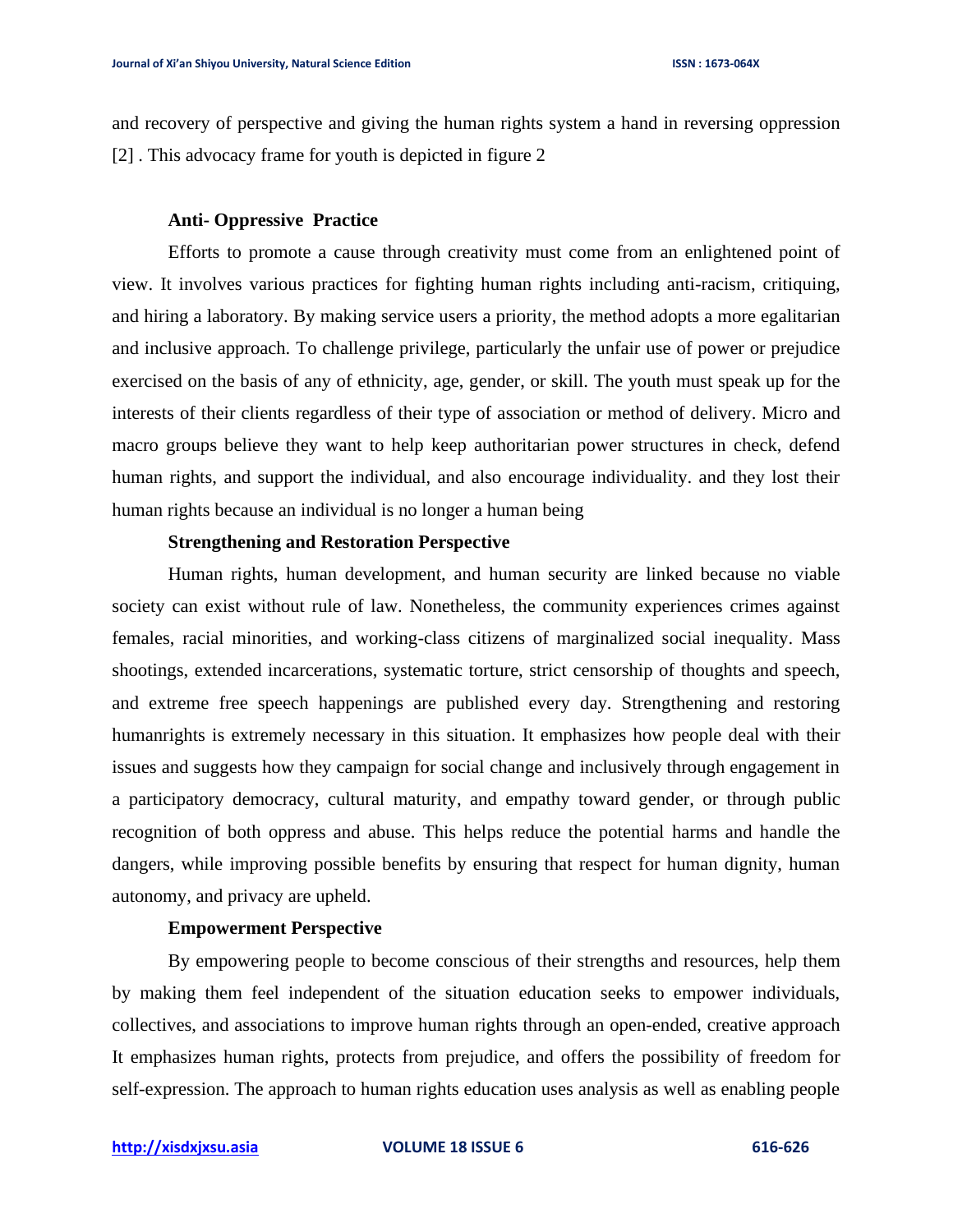and recovery of perspective and giving the human rights system a hand in reversing oppression [2] . This advocacy frame for youth is depicted in figure 2

**Anti- Oppressive Practice**

Efforts to promote a cause through creativity must come from an enlightened point of view. It involves various practices for fighting human rights including anti-racism, critiquing, and hiring a laboratory. By making service users a priority, the method adopts a more egalitarian and inclusive approach. To challenge privilege, particularly the unfair use of power or prejudice exercised on the basis of any of ethnicity, age, gender, or skill. The youth must speak up for the interests of their clients regardless of their type of association or method of delivery. Micro and macro groups believe they want to help keep authoritarian power structures in check, defend human rights, and support the individual, and also encourage individuality. and they lost their human rights because an individual is no longer a human being

**Strengthening and Restoration Perspective**

Human rights, human development, and human security are linked because no viable society can exist without rule of law. Nonetheless, the community experiences crimes against females, racial minorities, and working-class citizens of marginalized social inequality. Mass shootings, extended incarcerations, systematic torture, strict censorship of thoughts and speech, and extreme free speech happenings are published every day. Strengthening and restoring humanrights is extremely necessary in this situation. It emphasizes how people deal with their issues and suggests how they campaign for social change and inclusively through engagement in a participatory democracy, cultural maturity, and empathy toward gender, or through public recognition of both oppress and abuse. This helps reduce the potential harms and handle the dangers, while improving possible benefits by ensuring that respect for human dignity, human autonomy, and privacy are upheld.

**Empowerment Perspective**

By empowering people to become conscious of their strengths and resources, help them by making them feel independent of the situation education seeks to empower individuals, collectives, and associations to improve human rights through an open-ended, creative approach It emphasizes human rights, protects from prejudice, and offers the possibility of freedom for self-expression. The approach to human rights education uses analysis as well as enabling people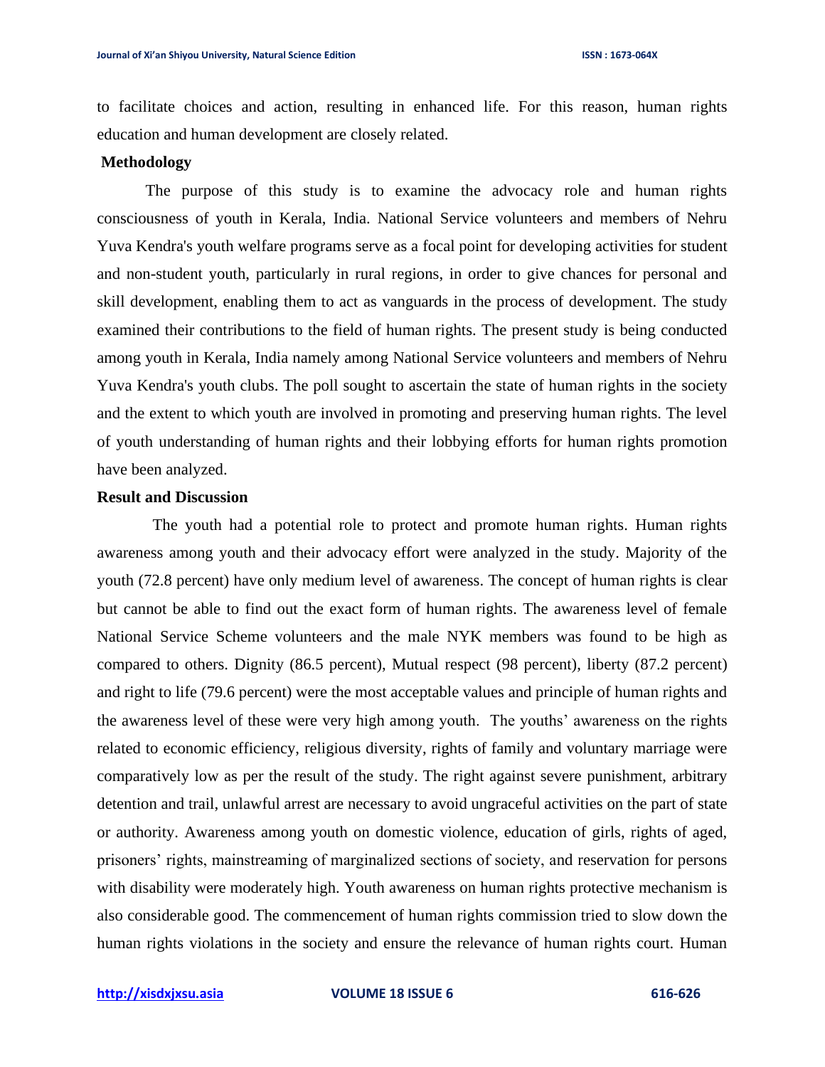to facilitate choices and action, resulting in enhanced life. For this reason, human rights education and human development are closely related.

## Methodology

The purpose of this study is to examine the advocacy role and human rights consciousness of youth in Kerala, India. National Service volunteers and members of Nehru Yuva Kendra's youth welfare programs serve as a focal point for developing activities for student and non-student youth, particularly in rural regions, in order to give chances for personal and skill development, enabling them to act as vanguards in the process of development. The study examined their contributions to the field of human rights. The present study is being conducted among youth in Kerala, India namely among National Service volunteers and members of Nehru Yuva Kendra's youth clubs. The poll sought to ascertain the state of human rights in the society and the extent to which youth are involved in promoting and preserving human rights. The level of youth understanding of human rights and their lobbying efforts for human rights promotion have been analyzed.

## Result and Discussion

The youth had a potential role to protect and promote human rights. Human rights awareness among youth and their advocacy effort were analyzed in the study. Majority of the youth (72.8 percent) have only medium level of awareness. The concept of human rights is clear but cannot be able to find out the exact form of human rights. The awareness level of female National Service Scheme volunteers and the male NYK members was found to be high as compared to others. Dignity (86.5 percent), Mutual respect (98 percent), liberty (87.2 percent) and right to life (79.6 percent) were the most acceptable values and principle of human rights and the awareness level of these were very high among youth. The youths' awareness on the rights related to economic efficiency, religious diversity, rights of family and voluntary marriage were comparatively low as per the result of the study. The right against severe punishment, arbitrary detention and trail, unlawful arrest are necessary to avoid ungraceful activities on the part of state or authority. Awareness among youth on domestic violence, education of girls, rights of aged, prisoners' rights, mainstreaming of marginalized sections of society, and reservation for persons with disability were moderately high. Youth awareness on human rights protective mechanism is also considerable good. The commencement of human rights commission tried to slow down the human rights violations in the society and ensure the relevance of human rights court. Human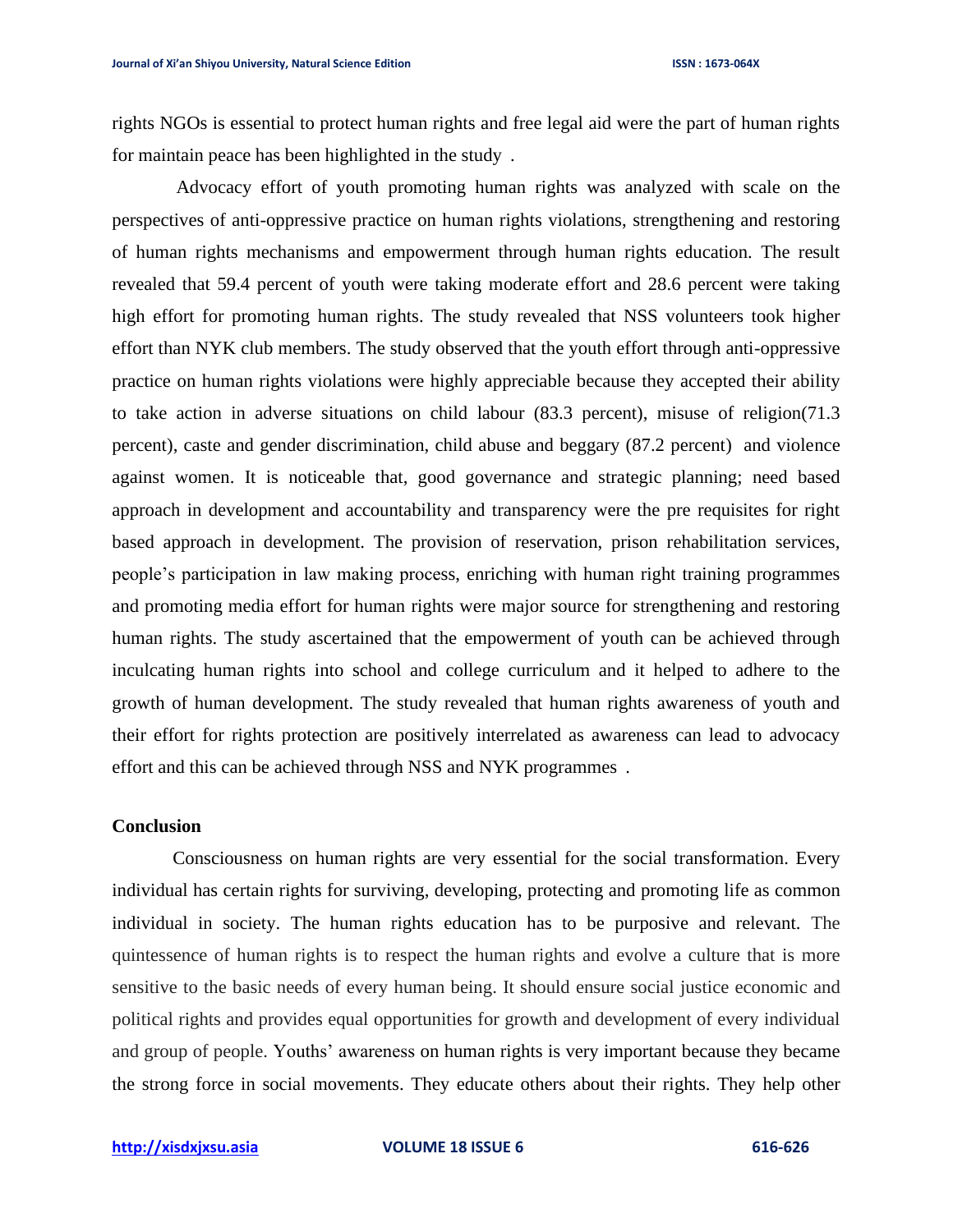rights NGOs is essential to protect human rights and free legal aid were the part of human rights for maintain peace has been highlighted in the study .

Advocacy effort of youth promoting human rights was analyzed with scale on the perspectives of anti-oppressive practice on human rights violations, strengthening and restoring of human rights mechanisms and empowerment through human rights education. The result revealed that 59.4 percent of youth were taking moderate effort and 28.6 percent were taking high effort for promoting human rights. The study revealed that NSS volunteers took higher effort than NYK club members. The study observed that the youth effort through anti-oppressive practice on human rights violations were highly appreciable because they accepted their ability to take action in adverse situations on child labour (83.3 percent), misuse of religion(71.3 percent), caste and gender discrimination, child abuse and beggary (87.2 percent) and violence against women. It is noticeable that, good governance and strategic planning; need based approach in development and accountability and transparency were the pre requisites for right based approach in development. The provision of reservation, prison rehabilitation services, people's participation in law making process, enriching with human right training programmes and promoting media effort for human rights were major source for strengthening and restoring human rights. The study ascertained that the empowerment of youth can be achieved through inculcating human rights into school and college curriculum and it helped to adhere to the growth of human development. The study revealed that human rights awareness of youth and their effort for rights protection are positively interrelated as awareness can lead to advocacy effort and this can be achieved through NSS and NYK programmes .

## Conclusion

Consciousness on human rights are very essential for the social transformation. Every individual has certain rights for surviving, developing, protecting and promoting life as common individual in society. The human rights education has to be purposive and relevant. The quintessence of human rights is to respect the human rights and evolve a culture that is more sensitive to the basic needs of every human being. It should ensure social justice economic and political rights and provides equal opportunities for growth and development of every individual and group of people. Youths' awareness on human rights is very important because they became the strong force in social movements. They educate others about their rights. They help other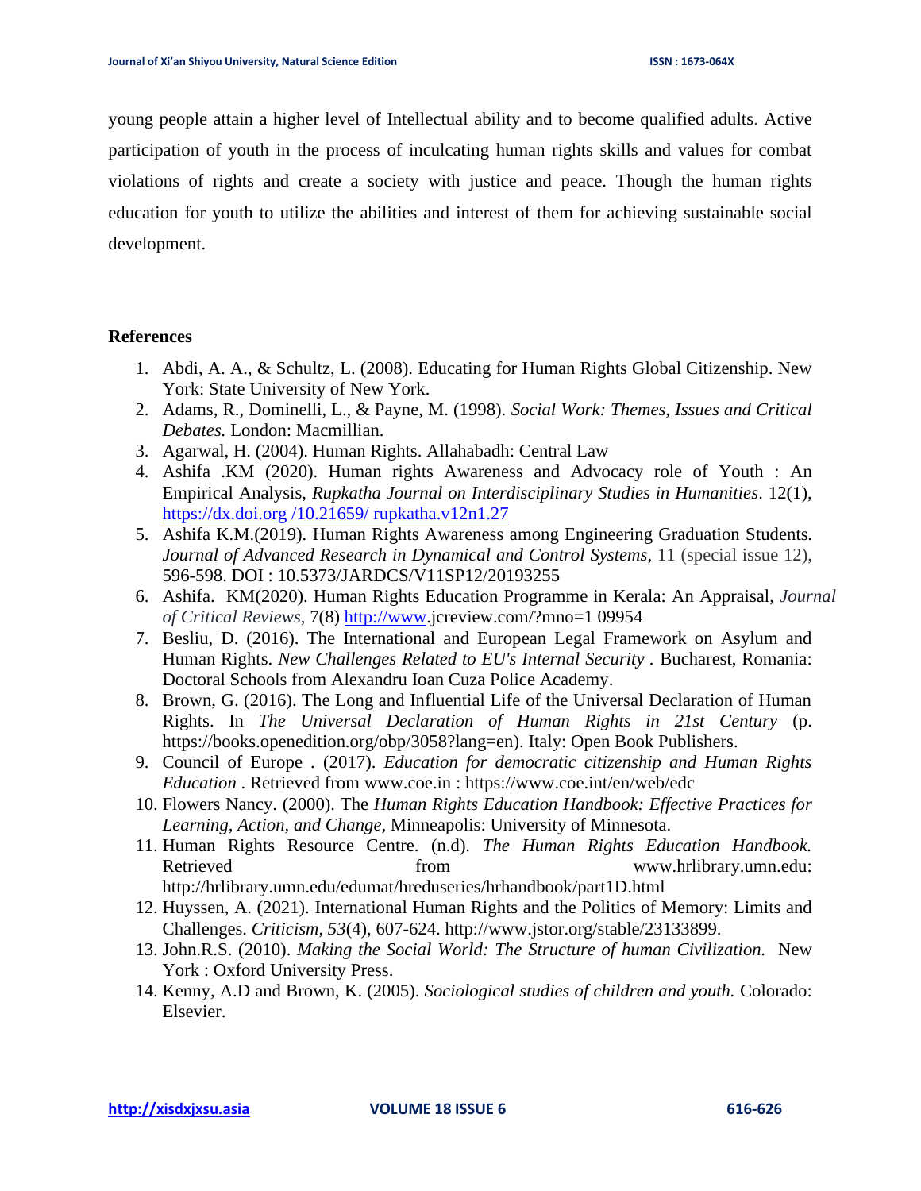young people attain a higher level of Intellectual ability and to become qualified adults. Active participation of youth in the process of inculcating human rights skills and values for combat violations of rights and create a society with justice and peace. Though the human rights education for youth to utilize the abilities and interest of them for achieving sustainable social development.

**References**

1. Abdi, A. A., & Schultz, L. (2008). Educating for Human Rights Global Citizenship. New York: State University of New York.
2. Adams, R., Dominelli, L., & Payne, M. (1998). *Social Work: Themes, Issues and Critical Debates.* London: Macmillian.
3. Agarwal, H. (2004). Human Rights. Allahabadh: Central Law
4. Ashifa .KM (2020). Human rights Awareness and Advocacy role of Youth : An Empirical Analysis, *Rupkatha Journal on Interdisciplinary Studies in Humanities*. 12(1), https://dx.doi.org /10.21659/ rupkatha.v12n1.27
5. Ashifa K.M.(2019). Human Rights Awareness among Engineering Graduation Students. *Journal of Advanced Research in Dynamical and Control Systems*, 11 (special issue 12), 596-598. DOI : 10.5373/JARDCS/V11SP12/20193255
6. Ashifa. KM(2020). Human Rights Education Programme in Kerala: An Appraisal, *Journal of Critical Reviews*, 7(8) http://www.jcreview.com/?mno=1 09954
7. Besliu, D. (2016). The International and European Legal Framework on Asylum and Human Rights. *New Challenges Related to EU's Internal Security* . Bucharest, Romania: Doctoral Schools from Alexandru Ioan Cuza Police Academy.
8. Brown, G. (2016). The Long and Influential Life of the Universal Declaration of Human Rights. In *The Universal Declaration of Human Rights in 21st Century* (p. https://books.openedition.org/obp/3058?lang=en). Italy: Open Book Publishers.
9. Council of Europe . (2017). *Education for democratic citizenship and Human Rights Education* . Retrieved from www.coe.in : https://www.coe.int/en/web/edc
10. Flowers Nancy. (2000). The *Human Rights Education Handbook: Effective Practices for Learning, Action, and Change,* Minneapolis: University of Minnesota.
11. Human Rights Resource Centre. (n.d). *The Human Rights Education Handbook.* Retrieved from www.hrlibrary.umn.edu: http://hrlibrary.umn.edu/edumat/hreduseries/hrhandbook/part1D.html
12. Huyssen, A. (2021). International Human Rights and the Politics of Memory: Limits and Challenges. *Criticism*, *53*(4), 607-624. http://www.jstor.org/stable/23133899.
13. John.R.S. (2010). *Making the Social World: The Structure of human Civilization.* New York : Oxford University Press.
14. Kenny, A.D and Brown, K. (2005). *Sociological studies of children and youth.* Colorado: Elsevier.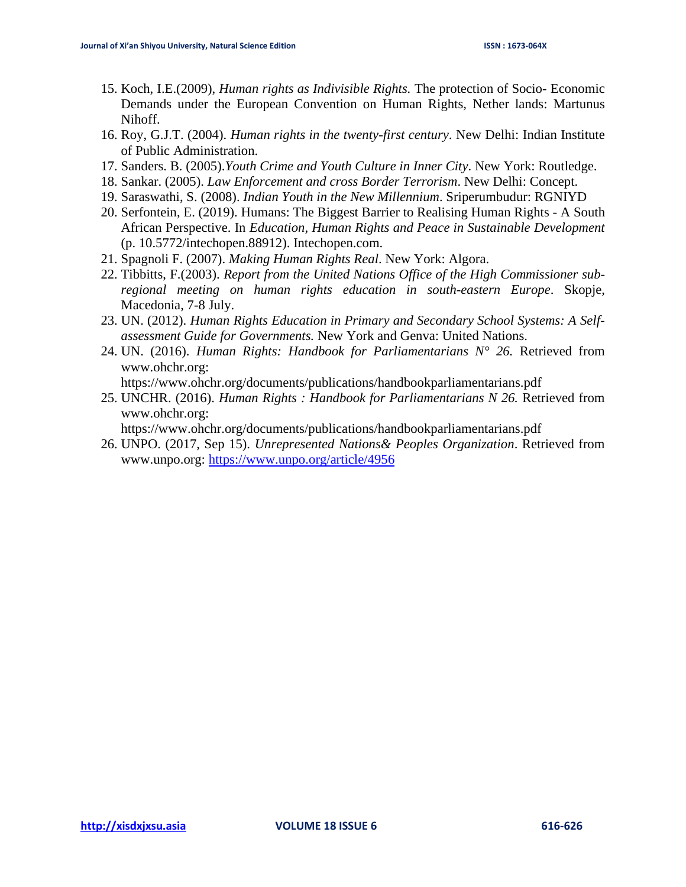15. Koch, I.E.(2009), *Human rights as Indivisible Rights.* The protection of Socio- Economic Demands under the European Convention on Human Rights, Nether lands: Martunus Nihoff.
16. Roy, G.J.T. (2004). *Human rights in the twenty-first century*. New Delhi: Indian Institute of Public Administration.
17. Sanders. B. (2005).*Youth Crime and Youth Culture in Inner City*. New York: Routledge.
18. Sankar. (2005). *Law Enforcement and cross Border Terrorism*. New Delhi: Concept.
19. Saraswathi, S. (2008). *Indian Youth in the New Millennium*. Sriperumbudur: RGNIYD
20. Serfontein, E. (2019). Humans: The Biggest Barrier to Realising Human Rights - A South African Perspective. In *Education, Human Rights and Peace in Sustainable Development* (p. 10.5772/intechopen.88912). Intechopen.com.
21. Spagnoli F. (2007). *Making Human Rights Real*. New York: Algora.
22. Tibbitts, F.(2003). *Report from the United Nations Office of the High Commissioner sub-regional meeting on human rights education in south-eastern Europe*. Skopje, Macedonia, 7-8 July.
23. UN. (2012). *Human Rights Education in Primary and Secondary School Systems: A Self-assessment Guide for Governments.* New York and Genva: United Nations.
24. UN. (2016). *Human Rights: Handbook for Parliamentarians N° 26.* Retrieved from www.ohchr.org: https://www.ohchr.org/documents/publications/handbookparliamentarians.pdf
25. UNCHR. (2016). *Human Rights : Handbook for Parliamentarians N 26.* Retrieved from www.ohchr.org: https://www.ohchr.org/documents/publications/handbookparliamentarians.pdf
26. UNPO. (2017, Sep 15). *Unrepresented Nations& Peoples Organization*. Retrieved from www.unpo.org: https://www.unpo.org/article/4956